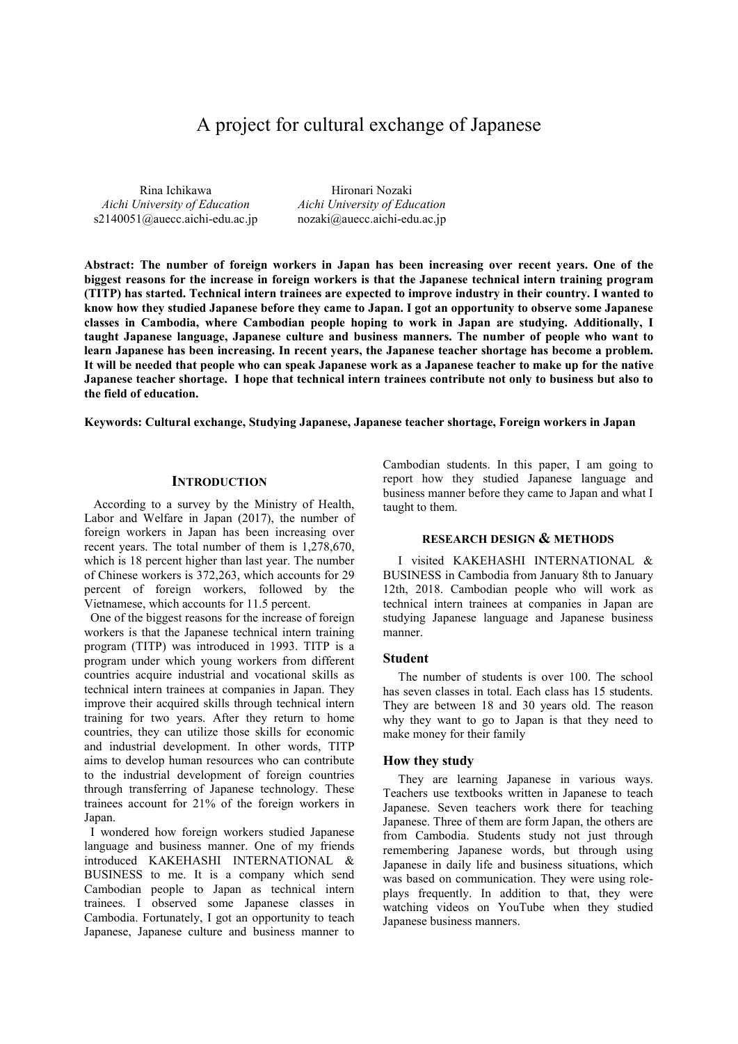# A project for cultural exchange of Japanese

Rina Ichikawa
*Aichi University of Education*
s2140051@auecc.aichi-edu.ac.jp

Hironari Nozaki
*Aichi University of Education*
nozaki@auecc.aichi-edu.ac.jp

**Abstract: The number of foreign workers in Japan has been increasing over recent years. One of the biggest reasons for the increase in foreign workers is that the Japanese technical intern training program (TITP) has started. Technical intern trainees are expected to improve industry in their country. I wanted to know how they studied Japanese before they came to Japan. I got an opportunity to observe some Japanese classes in Cambodia, where Cambodian people hoping to work in Japan are studying. Additionally, I taught Japanese language, Japanese culture and business manners. The number of people who want to learn Japanese has been increasing. In recent years, the Japanese teacher shortage has become a problem. It will be needed that people who can speak Japanese work as a Japanese teacher to make up for the native Japanese teacher shortage. I hope that technical intern trainees contribute not only to business but also to the field of education.**

**Keywords: Cultural exchange, Studying Japanese, Japanese teacher shortage, Foreign workers in Japan**

## INTRODUCTION

According to a survey by the Ministry of Health, Labor and Welfare in Japan (2017), the number of foreign workers in Japan has been increasing over recent years. The total number of them is 1,278,670, which is 18 percent higher than last year. The number of Chinese workers is 372,263, which accounts for 29 percent of foreign workers, followed by the Vietnamese, which accounts for 11.5 percent.

One of the biggest reasons for the increase of foreign workers is that the Japanese technical intern training program (TITP) was introduced in 1993. TITP is a program under which young workers from different countries acquire industrial and vocational skills as technical intern trainees at companies in Japan. They improve their acquired skills through technical intern training for two years. After they return to home countries, they can utilize those skills for economic and industrial development. In other words, TITP aims to develop human resources who can contribute to the industrial development of foreign countries through transferring of Japanese technology. These trainees account for 21% of the foreign workers in Japan.

I wondered how foreign workers studied Japanese language and business manner. One of my friends introduced KAKEHASHI INTERNATIONAL & BUSINESS to me. It is a company which send Cambodian people to Japan as technical intern trainees. I observed some Japanese classes in Cambodia. Fortunately, I got an opportunity to teach Japanese, Japanese culture and business manner to Cambodian students. In this paper, I am going to report how they studied Japanese language and business manner before they came to Japan and what I taught to them.

## RESEARCH DESIGN & METHODS

I visited KAKEHASHI INTERNATIONAL & BUSINESS in Cambodia from January 8th to January 12th, 2018. Cambodian people who will work as technical intern trainees at companies in Japan are studying Japanese language and Japanese business manner.

### Student

The number of students is over 100. The school has seven classes in total. Each class has 15 students. They are between 18 and 30 years old. The reason why they want to go to Japan is that they need to make money for their family

### How they study

They are learning Japanese in various ways. Teachers use textbooks written in Japanese to teach Japanese. Seven teachers work there for teaching Japanese. Three of them are form Japan, the others are from Cambodia. Students study not just through remembering Japanese words, but through using Japanese in daily life and business situations, which was based on communication. They were using role-plays frequently. In addition to that, they were watching videos on YouTube when they studied Japanese business manners.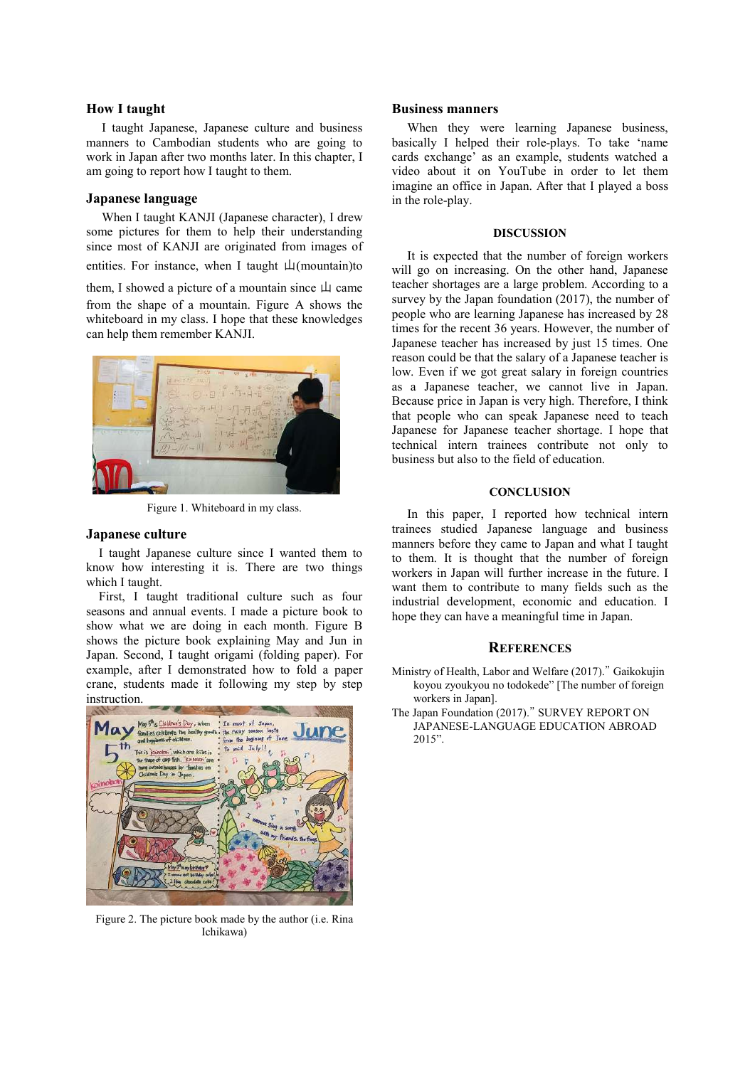## How I taught

I taught Japanese, Japanese culture and business manners to Cambodian students who are going to work in Japan after two months later. In this chapter, I am going to report how I taught to them.

### Japanese language

When I taught KANJI (Japanese character), I drew some pictures for them to help their understanding since most of KANJI are originated from images of entities. For instance, when I taught 山(mountain)to them, I showed a picture of a mountain since 山 came from the shape of a mountain. Figure A shows the whiteboard in my class. I hope that these knowledges can help them remember KANJI.

Figure 1. Whiteboard in my class.

### Japanese culture

I taught Japanese culture since I wanted them to know how interesting it is. There are two things which I taught.

First, I taught traditional culture such as four seasons and annual events. I made a picture book to show what we are doing in each month. Figure B shows the picture book explaining May and Jun in Japan. Second, I taught origami (folding paper). For example, after I demonstrated how to fold a paper crane, students made it following my step by step instruction.

Figure 2. The picture book made by the author (i.e. Rina Ichikawa)

### Business manners

When they were learning Japanese business, basically I helped their role-plays. To take 'name cards exchange' as an example, students watched a video about it on YouTube in order to let them imagine an office in Japan. After that I played a boss in the role-play.

## DISCUSSION

It is expected that the number of foreign workers will go on increasing. On the other hand, Japanese teacher shortages are a large problem. According to a survey by the Japan foundation (2017), the number of people who are learning Japanese has increased by 28 times for the recent 36 years. However, the number of Japanese teacher has increased by just 15 times. One reason could be that the salary of a Japanese teacher is low. Even if we got great salary in foreign countries as a Japanese teacher, we cannot live in Japan. Because price in Japan is very high. Therefore, I think that people who can speak Japanese need to teach Japanese for Japanese teacher shortage. I hope that technical intern trainees contribute not only to business but also to the field of education.

## CONCLUSION

In this paper, I reported how technical intern trainees studied Japanese language and business manners before they came to Japan and what I taught to them. It is thought that the number of foreign workers in Japan will further increase in the future. I want them to contribute to many fields such as the industrial development, economic and education. I hope they can have a meaningful time in Japan.

## REFERENCES

Ministry of Health, Labor and Welfare (2017)." Gaikokujin koyou zyoukyou no todokede" [The number of foreign workers in Japan].

The Japan Foundation (2017)." SURVEY REPORT ON JAPANESE-LANGUAGE EDUCATION ABROAD 2015".